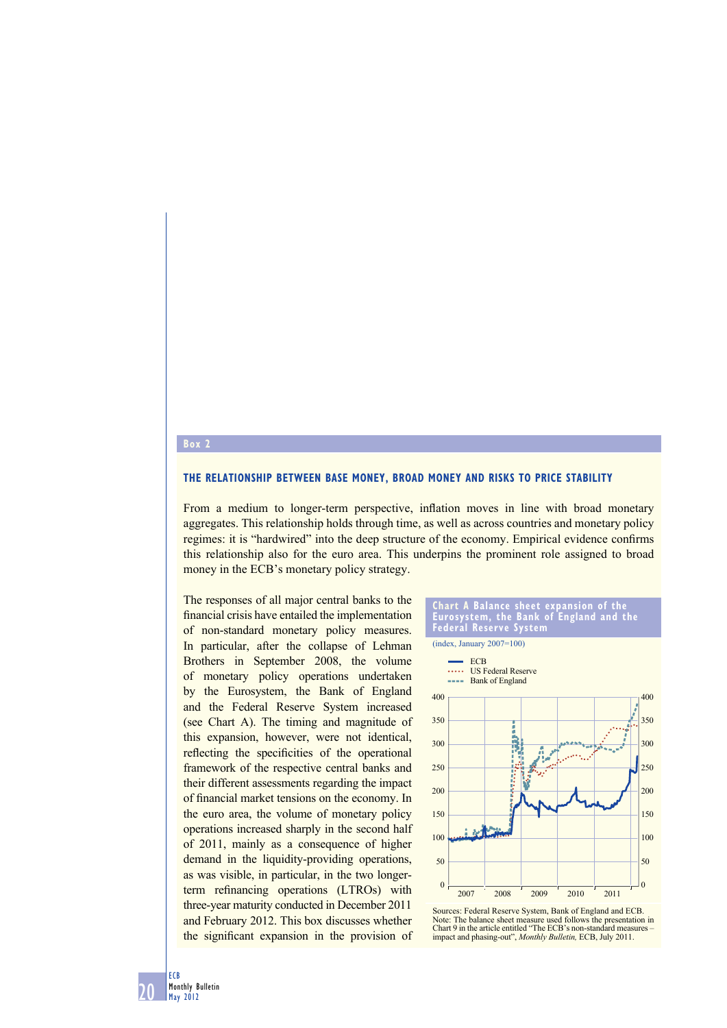## Box 2

### THE RELATIONSHIP BETWEEN BASE MONEY, BROAD MONEY AND RISKS TO PRICE STABILITY

From a medium to longer-term perspective, inflation moves in line with broad monetary aggregates. This relationship holds through time, as well as across countries and monetary policy regimes: it is "hardwired" into the deep structure of the economy. Empirical evidence confirms this relationship also for the euro area. This underpins the prominent role assigned to broad money in the ECB's monetary policy strategy.

The responses of all major central banks to the financial crisis have entailed the implementation of non-standard monetary policy measures. In particular, after the collapse of Lehman Brothers in September 2008, the volume of monetary policy operations undertaken by the Eurosystem, the Bank of England and the Federal Reserve System increased (see Chart A). The timing and magnitude of this expansion, however, were not identical, reflecting the specificities of the operational framework of the respective central banks and their different assessments regarding the impact of financial market tensions on the economy. In the euro area, the volume of monetary policy operations increased sharply in the second half of 2011, mainly as a consequence of higher demand in the liquidity-providing operations, as was visible, in particular, in the two longer-term refinancing operations (LTROs) with three-year maturity conducted in December 2011 and February 2012. This box discusses whether the significant expansion in the provision of

**Chart A Balance sheet expansion of the Eurosystem, the Bank of England and the Federal Reserve System**

(index, January 2007=100)

Sources: Federal Reserve System, Bank of England and ECB.
Note: The balance sheet measure used follows the presentation in Chart 9 in the article entitled "The ECB's non-standard measures – impact and phasing-out", *Monthly Bulletin*, ECB, July 2011.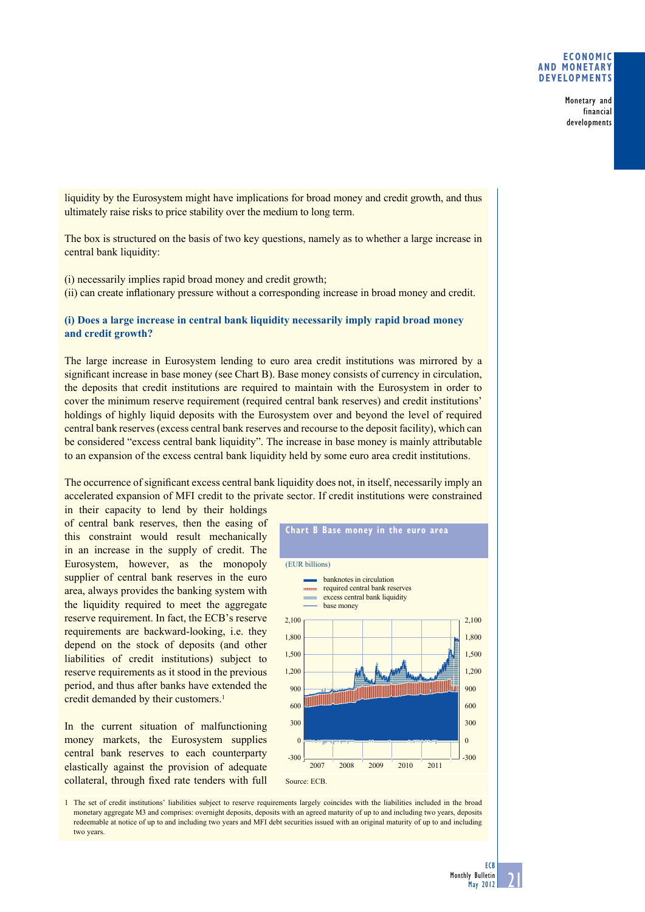liquidity by the Eurosystem might have implications for broad money and credit growth, and thus ultimately raise risks to price stability over the medium to long term.

The box is structured on the basis of two key questions, namely as to whether a large increase in central bank liquidity:

(i) necessarily implies rapid broad money and credit growth;
(ii) can create inflationary pressure without a corresponding increase in broad money and credit.

### (i) Does a large increase in central bank liquidity necessarily imply rapid broad money and credit growth?

The large increase in Eurosystem lending to euro area credit institutions was mirrored by a significant increase in base money (see Chart B). Base money consists of currency in circulation, the deposits that credit institutions are required to maintain with the Eurosystem in order to cover the minimum reserve requirement (required central bank reserves) and credit institutions' holdings of highly liquid deposits with the Eurosystem over and beyond the level of required central bank reserves (excess central bank reserves and recourse to the deposit facility), which can be considered "excess central bank liquidity". The increase in base money is mainly attributable to an expansion of the excess central bank liquidity held by some euro area credit institutions.

The occurrence of significant excess central bank liquidity does not, in itself, necessarily imply an accelerated expansion of MFI credit to the private sector. If credit institutions were constrained in their capacity to lend by their holdings of central bank reserves, then the easing of this constraint would result mechanically in an increase in the supply of credit. The Eurosystem, however, as the monopoly supplier of central bank reserves in the euro area, always provides the banking system with the liquidity required to meet the aggregate reserve requirement. In fact, the ECB's reserve requirements are backward-looking, i.e. they depend on the stock of deposits (and other liabilities of credit institutions) subject to reserve requirements as it stood in the previous period, and thus after banks have extended the credit demanded by their customers.[1]

In the current situation of malfunctioning money markets, the Eurosystem supplies central bank reserves to each counterparty elastically against the provision of adequate collateral, through fixed rate tenders with full

**Chart B Base money in the euro area**

(EUR billions)

- banknotes in circulation
- required central bank reserves
- excess central bank liquidity
- base money

Source: ECB.

1 The set of credit institutions' liabilities subject to reserve requirements largely coincides with the liabilities included in the broad monetary aggregate M3 and comprises: overnight deposits, deposits with an agreed maturity of up to and including two years, deposits redeemable at notice of up to and including two years and MFI debt securities issued with an original maturity of up to and including two years.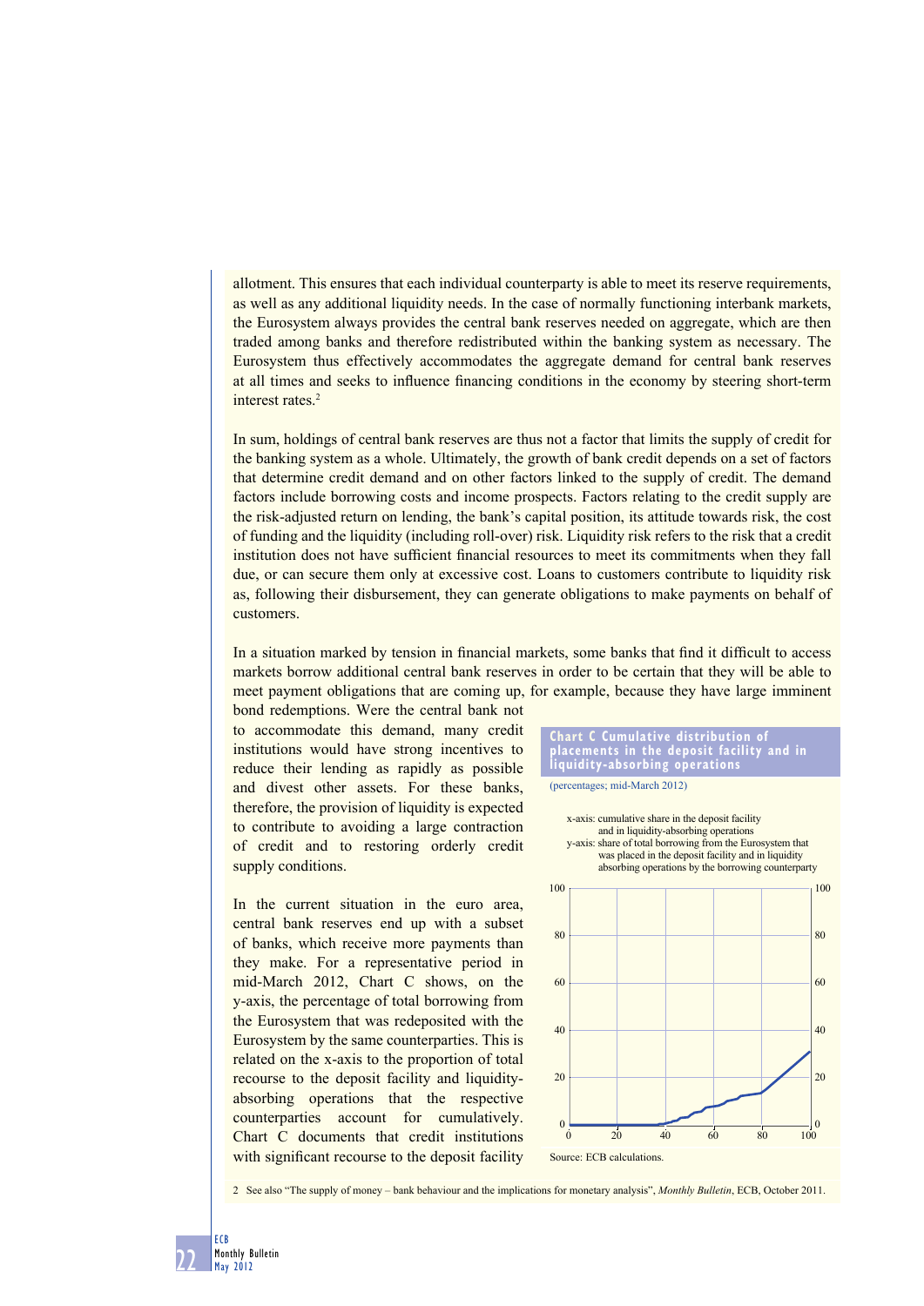allotment. This ensures that each individual counterparty is able to meet its reserve requirements, as well as any additional liquidity needs. In the case of normally functioning interbank markets, the Eurosystem always provides the central bank reserves needed on aggregate, which are then traded among banks and therefore redistributed within the banking system as necessary. The Eurosystem thus effectively accommodates the aggregate demand for central bank reserves at all times and seeks to influence financing conditions in the economy by steering short-term interest rates.[2]

In sum, holdings of central bank reserves are thus not a factor that limits the supply of credit for the banking system as a whole. Ultimately, the growth of bank credit depends on a set of factors that determine credit demand and on other factors linked to the supply of credit. The demand factors include borrowing costs and income prospects. Factors relating to the credit supply are the risk-adjusted return on lending, the bank's capital position, its attitude towards risk, the cost of funding and the liquidity (including roll-over) risk. Liquidity risk refers to the risk that a credit institution does not have sufficient financial resources to meet its commitments when they fall due, or can secure them only at excessive cost. Loans to customers contribute to liquidity risk as, following their disbursement, they can generate obligations to make payments on behalf of customers.

In a situation marked by tension in financial markets, some banks that find it difficult to access markets borrow additional central bank reserves in order to be certain that they will be able to meet payment obligations that are coming up, for example, because they have large imminent bond redemptions. Were the central bank not to accommodate this demand, many credit institutions would have strong incentives to reduce their lending as rapidly as possible and divest other assets. For these banks, therefore, the provision of liquidity is expected to contribute to avoiding a large contraction of credit and to restoring orderly credit supply conditions.

In the current situation in the euro area, central bank reserves end up with a subset of banks, which receive more payments than they make. For a representative period in mid-March 2012, Chart C shows, on the y-axis, the percentage of total borrowing from the Eurosystem that was redeposited with the Eurosystem by the same counterparties. This is related on the x-axis to the proportion of total recourse to the deposit facility and liquidity-absorbing operations that the respective counterparties account for cumulatively. Chart C documents that credit institutions with significant recourse to the deposit facility

**Chart C Cumulative distribution of placements in the deposit facility and in liquidity-absorbing operations**

(percentages; mid-March 2012)

x-axis: cumulative share in the deposit facility and in liquidity-absorbing operations
y-axis: share of total borrowing from the Eurosystem that was placed in the deposit facility and in liquidity absorbing operations by the borrowing counterparty

Source: ECB calculations.

2 See also "The supply of money – bank behaviour and the implications for monetary analysis", *Monthly Bulletin*, ECB, October 2011.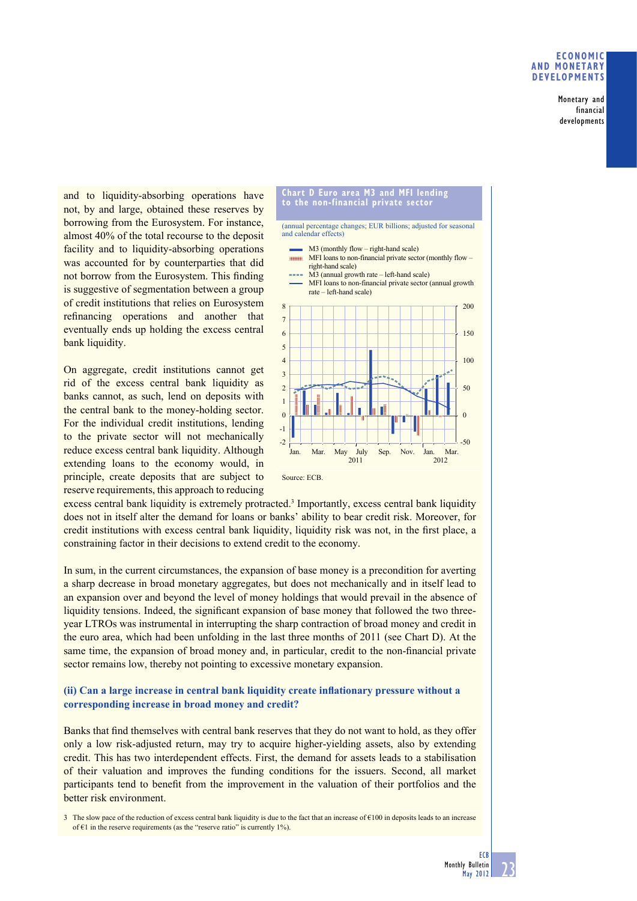and to liquidity-absorbing operations have not, by and large, obtained these reserves by borrowing from the Eurosystem. For instance, almost 40% of the total recourse to the deposit facility and to liquidity-absorbing operations was accounted for by counterparties that did not borrow from the Eurosystem. This finding is suggestive of segmentation between a group of credit institutions that relies on Eurosystem refinancing operations and another that eventually ends up holding the excess central bank liquidity.

On aggregate, credit institutions cannot get rid of the excess central bank liquidity as banks cannot, as such, lend on deposits with the central bank to the money-holding sector. For the individual credit institutions, lending to the private sector will not mechanically reduce excess central bank liquidity. Although extending loans to the economy would, in principle, create deposits that are subject to reserve requirements, this approach to reducing excess central bank liquidity is extremely protracted.[3] Importantly, excess central bank liquidity does not in itself alter the demand for loans or banks' ability to bear credit risk. Moreover, for credit institutions with excess central bank liquidity, liquidity risk was not, in the first place, a constraining factor in their decisions to extend credit to the economy.

**Chart D Euro area M3 and MFI lending to the non-financial private sector**

(annual percentage changes; EUR billions; adjusted for seasonal and calendar effects)

- M3 (monthly flow – right-hand scale)
- MFI loans to non-financial private sector (monthly flow – right-hand scale)
- M3 (annual growth rate – left-hand scale)
- MFI loans to non-financial private sector (annual growth rate – left-hand scale)

Source: ECB.

In sum, in the current circumstances, the expansion of base money is a precondition for averting a sharp decrease in broad monetary aggregates, but does not mechanically and in itself lead to an expansion over and beyond the level of money holdings that would prevail in the absence of liquidity tensions. Indeed, the significant expansion of base money that followed the two three-year LTROs was instrumental in interrupting the sharp contraction of broad money and credit in the euro area, which had been unfolding in the last three months of 2011 (see Chart D). At the same time, the expansion of broad money and, in particular, credit to the non-financial private sector remains low, thereby not pointing to excessive monetary expansion.

### (ii) Can a large increase in central bank liquidity create inflationary pressure without a corresponding increase in broad money and credit?

Banks that find themselves with central bank reserves that they do not want to hold, as they offer only a low risk-adjusted return, may try to acquire higher-yielding assets, also by extending credit. This has two interdependent effects. First, the demand for assets leads to a stabilisation of their valuation and improves the funding conditions for the issuers. Second, all market participants tend to benefit from the improvement in the valuation of their portfolios and the better risk environment.

3 The slow pace of the reduction of excess central bank liquidity is due to the fact that an increase of €100 in deposits leads to an increase of €1 in the reserve requirements (as the "reserve ratio" is currently 1%).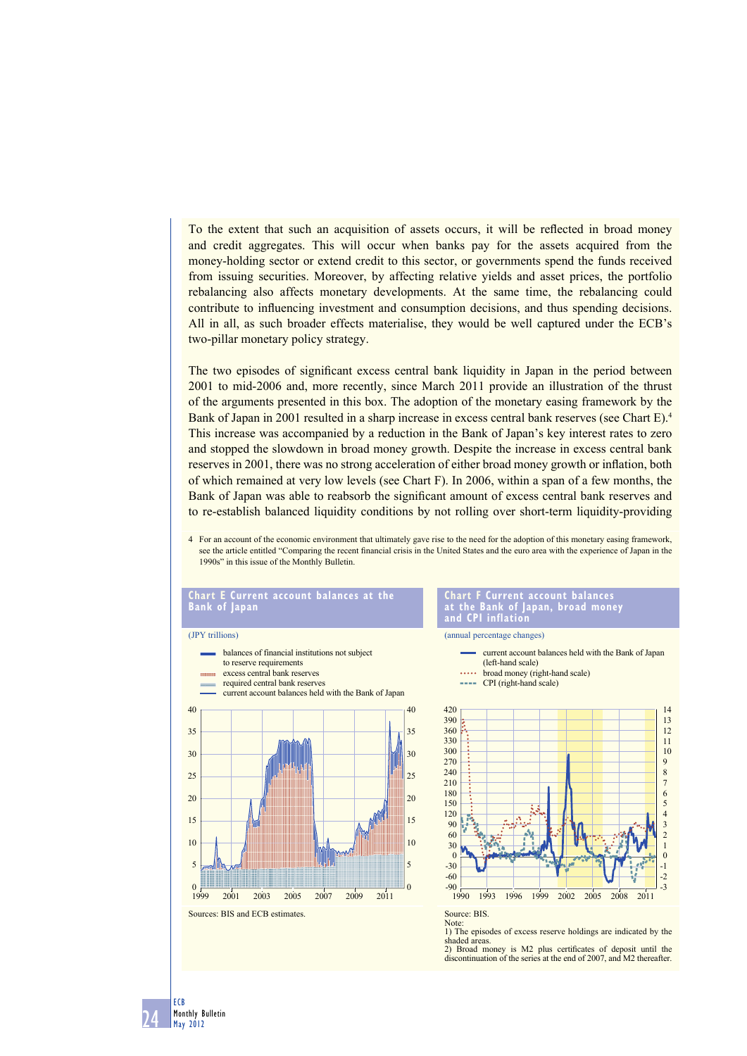To the extent that such an acquisition of assets occurs, it will be reflected in broad money and credit aggregates. This will occur when banks pay for the assets acquired from the money-holding sector or extend credit to this sector, or governments spend the funds received from issuing securities. Moreover, by affecting relative yields and asset prices, the portfolio rebalancing also affects monetary developments. At the same time, the rebalancing could contribute to influencing investment and consumption decisions, and thus spending decisions. All in all, as such broader effects materialise, they would be well captured under the ECB's two-pillar monetary policy strategy.

The two episodes of significant excess central bank liquidity in Japan in the period between 2001 to mid-2006 and, more recently, since March 2011 provide an illustration of the thrust of the arguments presented in this box. The adoption of the monetary easing framework by the Bank of Japan in 2001 resulted in a sharp increase in excess central bank reserves (see Chart E).[4] This increase was accompanied by a reduction in the Bank of Japan's key interest rates to zero and stopped the slowdown in broad money growth. Despite the increase in excess central bank reserves in 2001, there was no strong acceleration of either broad money growth or inflation, both of which remained at very low levels (see Chart F). In 2006, within a span of a few months, the Bank of Japan was able to reabsorb the significant amount of excess central bank reserves and to re-establish balanced liquidity conditions by not rolling over short-term liquidity-providing

4 For an account of the economic environment that ultimately gave rise to the need for the adoption of this monetary easing framework, see the article entitled "Comparing the recent financial crisis in the United States and the euro area with the experience of Japan in the 1990s" in this issue of the Monthly Bulletin.

**Chart E Current account balances at the Bank of Japan**

(JPY trillions)

- balances of financial institutions not subject to reserve requirements
- excess central bank reserves
- required central bank reserves
- current account balances held with the Bank of Japan

Sources: BIS and ECB estimates.

**Chart F Current account balances at the Bank of Japan, broad money and CPI inflation**

(annual percentage changes)

- current account balances held with the Bank of Japan (left-hand scale)
- broad money (right-hand scale)
- CPI (right-hand scale)

Source: BIS.
Note:
1) The episodes of excess reserve holdings are indicated by the shaded areas.
2) Broad money is M2 plus certificates of deposit until the discontinuation of the series at the end of 2007, and M2 thereafter.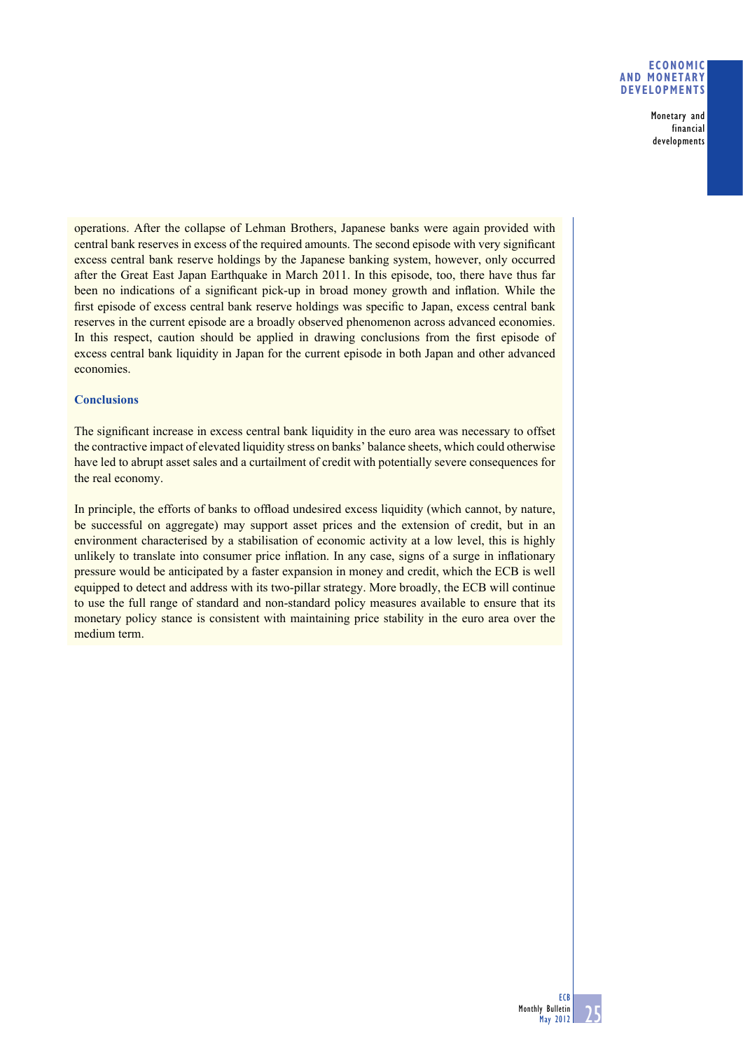operations. After the collapse of Lehman Brothers, Japanese banks were again provided with central bank reserves in excess of the required amounts. The second episode with very significant excess central bank reserve holdings by the Japanese banking system, however, only occurred after the Great East Japan Earthquake in March 2011. In this episode, too, there have thus far been no indications of a significant pick-up in broad money growth and inflation. While the first episode of excess central bank reserve holdings was specific to Japan, excess central bank reserves in the current episode are a broadly observed phenomenon across advanced economies. In this respect, caution should be applied in drawing conclusions from the first episode of excess central bank liquidity in Japan for the current episode in both Japan and other advanced economies.

### Conclusions

The significant increase in excess central bank liquidity in the euro area was necessary to offset the contractive impact of elevated liquidity stress on banks' balance sheets, which could otherwise have led to abrupt asset sales and a curtailment of credit with potentially severe consequences for the real economy.

In principle, the efforts of banks to offload undesired excess liquidity (which cannot, by nature, be successful on aggregate) may support asset prices and the extension of credit, but in an environment characterised by a stabilisation of economic activity at a low level, this is highly unlikely to translate into consumer price inflation. In any case, signs of a surge in inflationary pressure would be anticipated by a faster expansion in money and credit, which the ECB is well equipped to detect and address with its two-pillar strategy. More broadly, the ECB will continue to use the full range of standard and non-standard policy measures available to ensure that its monetary policy stance is consistent with maintaining price stability in the euro area over the medium term.